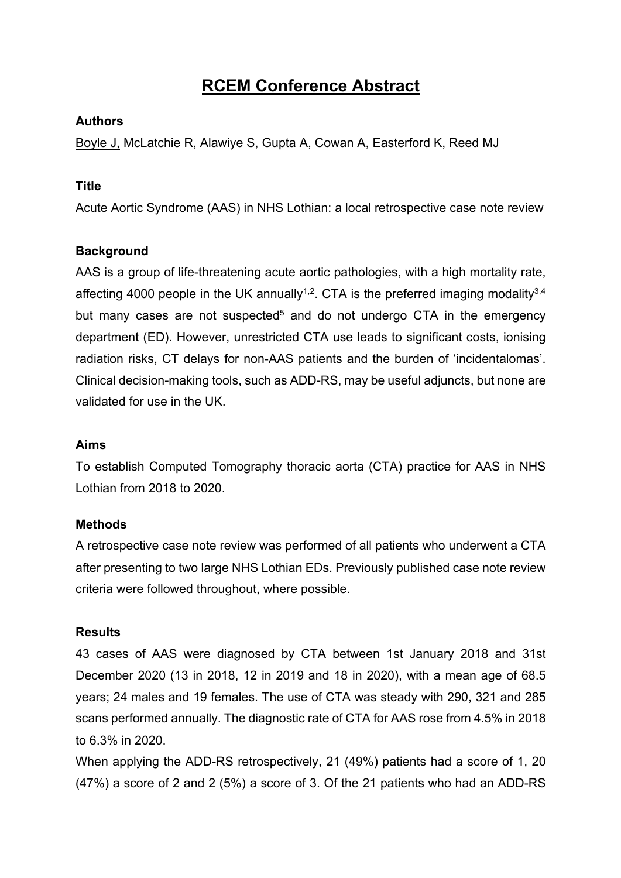# RCEM Conference Abstract

### Authors

Boyle J, McLatchie R, Alawiye S, Gupta A, Cowan A, Easterford K, Reed MJ

### Title

Acute Aortic Syndrome (AAS) in NHS Lothian: a local retrospective case note review

### Background

AAS is a group of life-threatening acute aortic pathologies, with a high mortality rate, affecting 4000 people in the UK annually[1,2]. CTA is the preferred imaging modality[3,4] but many cases are not suspected[5] and do not undergo CTA in the emergency department (ED). However, unrestricted CTA use leads to significant costs, ionising radiation risks, CT delays for non-AAS patients and the burden of 'incidentalomas'. Clinical decision-making tools, such as ADD-RS, may be useful adjuncts, but none are validated for use in the UK.

### Aims

To establish Computed Tomography thoracic aorta (CTA) practice for AAS in NHS Lothian from 2018 to 2020.

### Methods

A retrospective case note review was performed of all patients who underwent a CTA after presenting to two large NHS Lothian EDs. Previously published case note review criteria were followed throughout, where possible.

### Results

43 cases of AAS were diagnosed by CTA between 1st January 2018 and 31st December 2020 (13 in 2018, 12 in 2019 and 18 in 2020), with a mean age of 68.5 years; 24 males and 19 females. The use of CTA was steady with 290, 321 and 285 scans performed annually. The diagnostic rate of CTA for AAS rose from 4.5% in 2018 to 6.3% in 2020.

When applying the ADD-RS retrospectively, 21 (49%) patients had a score of 1, 20 (47%) a score of 2 and 2 (5%) a score of 3. Of the 21 patients who had an ADD-RS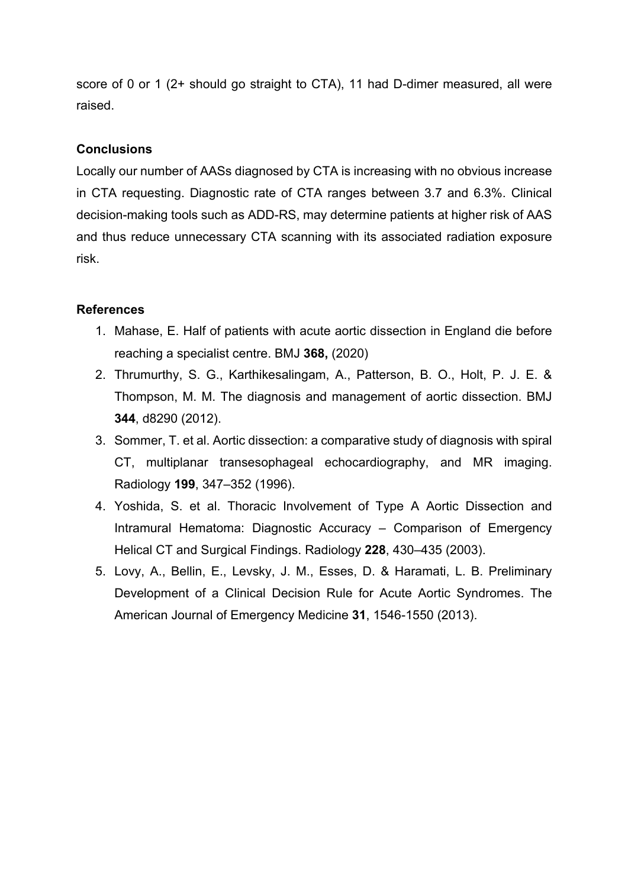score of 0 or 1 (2+ should go straight to CTA), 11 had D-dimer measured, all were raised.

## Conclusions

Locally our number of AASs diagnosed by CTA is increasing with no obvious increase in CTA requesting. Diagnostic rate of CTA ranges between 3.7 and 6.3%. Clinical decision-making tools such as ADD-RS, may determine patients at higher risk of AAS and thus reduce unnecessary CTA scanning with its associated radiation exposure risk.

## References

1. Mahase, E. Half of patients with acute aortic dissection in England die before reaching a specialist centre. BMJ **368,** (2020)
2. Thrumurthy, S. G., Karthikesalingam, A., Patterson, B. O., Holt, P. J. E. & Thompson, M. M. The diagnosis and management of aortic dissection. BMJ **344**, d8290 (2012).
3. Sommer, T. et al. Aortic dissection: a comparative study of diagnosis with spiral CT, multiplanar transesophageal echocardiography, and MR imaging. Radiology **199**, 347–352 (1996).
4. Yoshida, S. et al. Thoracic Involvement of Type A Aortic Dissection and Intramural Hematoma: Diagnostic Accuracy – Comparison of Emergency Helical CT and Surgical Findings. Radiology **228**, 430–435 (2003).
5. Lovy, A., Bellin, E., Levsky, J. M., Esses, D. & Haramati, L. B. Preliminary Development of a Clinical Decision Rule for Acute Aortic Syndromes. The American Journal of Emergency Medicine **31**, 1546-1550 (2013).